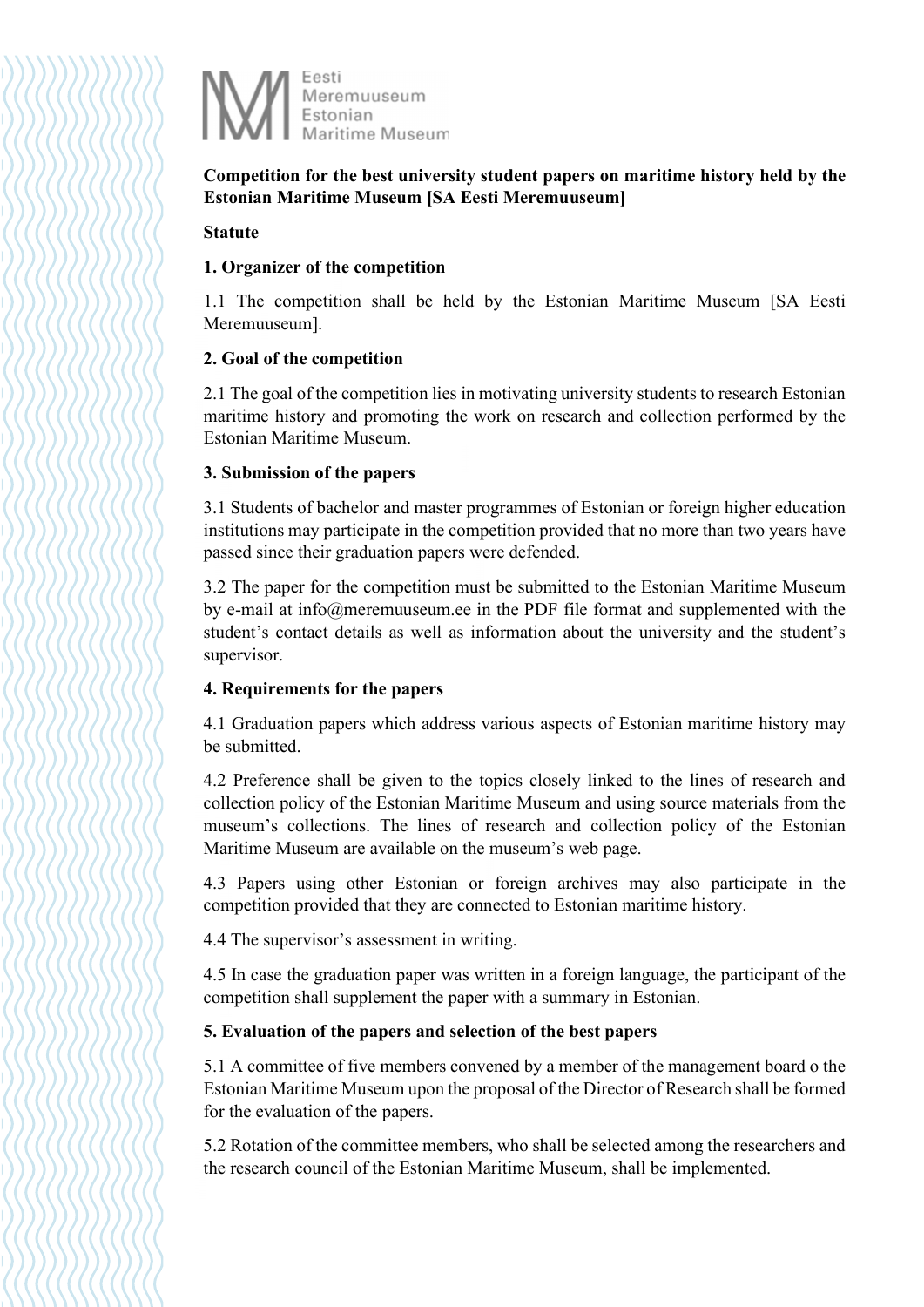Eesti Meremuuseum Estonian Maritime Museum

**Competition for the best university student papers on maritime history held by the Estonian Maritime Museum [SA Eesti Meremuuseum]**

**Statute**

**1. Organizer of the competition**

1.1 The competition shall be held by the Estonian Maritime Museum [SA Eesti Meremuuseum].

**2. Goal of the competition**

2.1 The goal of the competition lies in motivating university students to research Estonian maritime history and promoting the work on research and collection performed by the Estonian Maritime Museum.

**3. Submission of the papers**

3.1 Students of bachelor and master programmes of Estonian or foreign higher education institutions may participate in the competition provided that no more than two years have passed since their graduation papers were defended.

3.2 The paper for the competition must be submitted to the Estonian Maritime Museum by e-mail at info@meremuuseum.ee in the PDF file format and supplemented with the student's contact details as well as information about the university and the student's supervisor.

**4. Requirements for the papers**

4.1 Graduation papers which address various aspects of Estonian maritime history may be submitted.

4.2 Preference shall be given to the topics closely linked to the lines of research and collection policy of the Estonian Maritime Museum and using source materials from the museum's collections. The lines of research and collection policy of the Estonian Maritime Museum are available on the museum's web page.

4.3 Papers using other Estonian or foreign archives may also participate in the competition provided that they are connected to Estonian maritime history.

4.4 The supervisor's assessment in writing.

4.5 In case the graduation paper was written in a foreign language, the participant of the competition shall supplement the paper with a summary in Estonian.

**5. Evaluation of the papers and selection of the best papers**

5.1 A committee of five members convened by a member of the management board o the Estonian Maritime Museum upon the proposal of the Director of Research shall be formed for the evaluation of the papers.

5.2 Rotation of the committee members, who shall be selected among the researchers and the research council of the Estonian Maritime Museum, shall be implemented.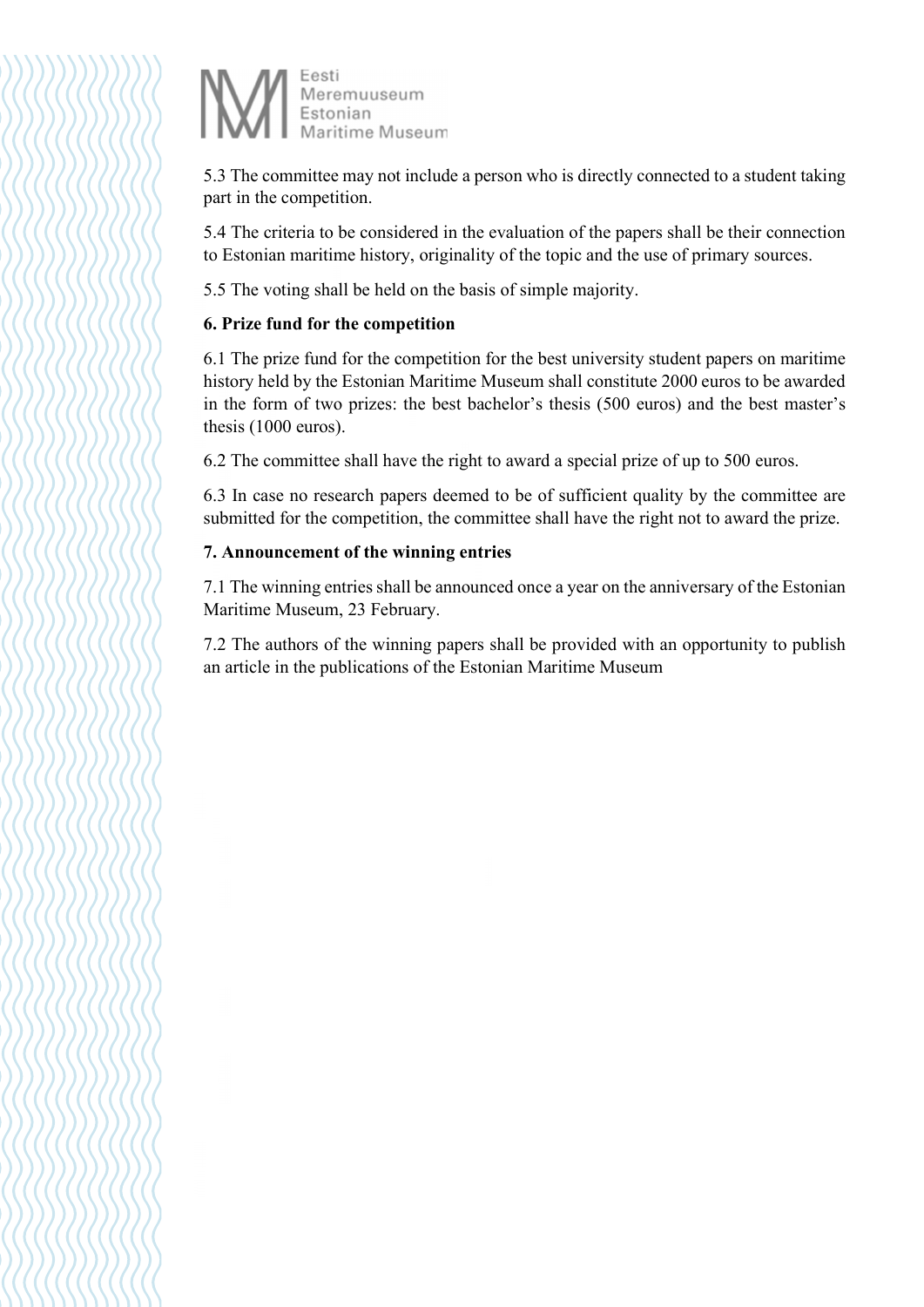5.3 The committee may not include a person who is directly connected to a student taking part in the competition.

5.4 The criteria to be considered in the evaluation of the papers shall be their connection to Estonian maritime history, originality of the topic and the use of primary sources.

5.5 The voting shall be held on the basis of simple majority.

**6. Prize fund for the competition**

6.1 The prize fund for the competition for the best university student papers on maritime history held by the Estonian Maritime Museum shall constitute 2000 euros to be awarded in the form of two prizes: the best bachelor's thesis (500 euros) and the best master's thesis (1000 euros).

6.2 The committee shall have the right to award a special prize of up to 500 euros.

6.3 In case no research papers deemed to be of sufficient quality by the committee are submitted for the competition, the committee shall have the right not to award the prize.

**7. Announcement of the winning entries**

7.1 The winning entries shall be announced once a year on the anniversary of the Estonian Maritime Museum, 23 February.

7.2 The authors of the winning papers shall be provided with an opportunity to publish an article in the publications of the Estonian Maritime Museum